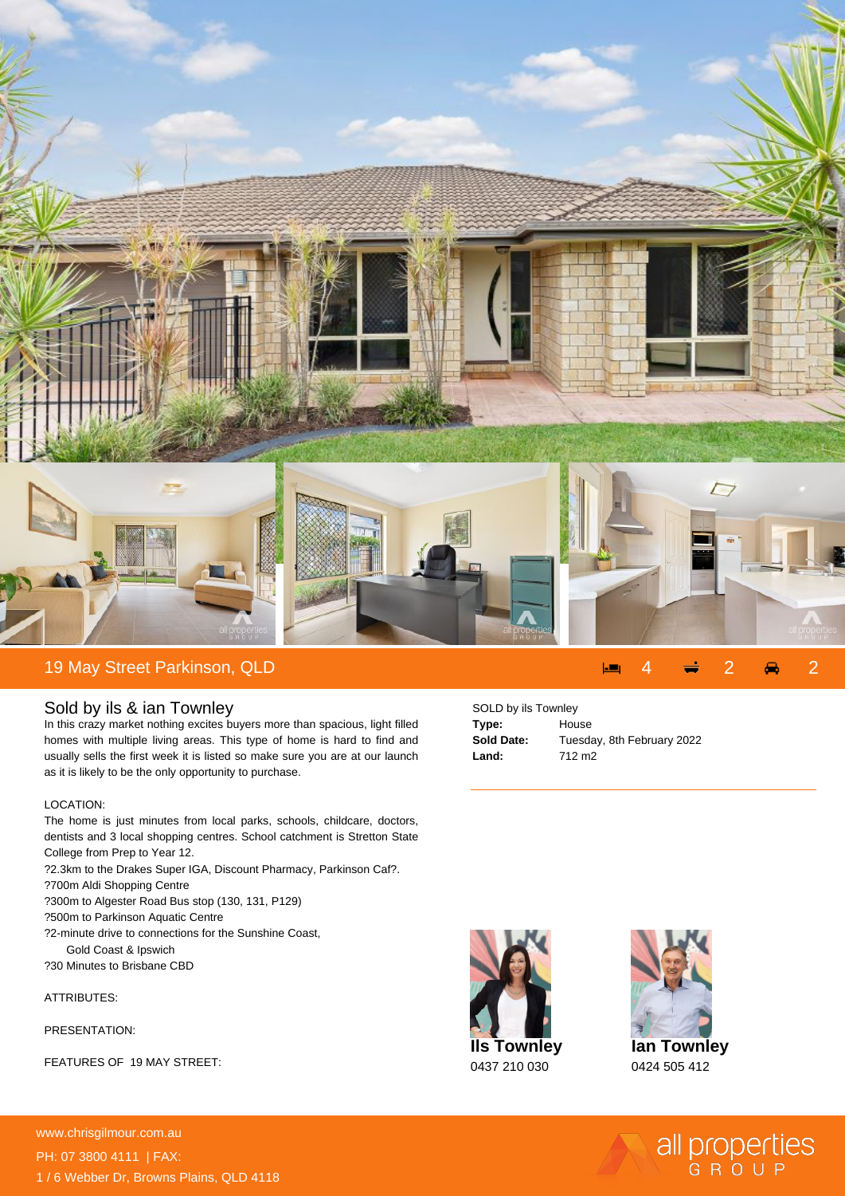## 19 May Street Parkinson, QLD

4 | 2 | 2

## Sold by ils & ian Townley

In this crazy market nothing excites buyers more than spacious, light filled homes with multiple living areas. This type of home is hard to find and usually sells the first week it is listed so make sure you are at our launch as it is likely to be the only opportunity to purchase.

LOCATION:

The home is just minutes from local parks, schools, childcare, doctors, dentists and 3 local shopping centres. School catchment is Stretton State College from Prep to Year 12.

?2.3km to the Drakes Super IGA, Discount Pharmacy, Parkinson Caf?.
?700m Aldi Shopping Centre
?300m to Algester Road Bus stop (130, 131, P129)
?500m to Parkinson Aquatic Centre
?2-minute drive to connections for the Sunshine Coast,
Gold Coast & Ipswich
?30 Minutes to Brisbane CBD

ATTRIBUTES:

PRESENTATION:

FEATURES OF 19 MAY STREET:

SOLD by ils Townley

| | |
|---|---|
| **Type:** | House |
| **Sold Date:** | Tuesday, 8th February 2022 |
| **Land:** | 712 m2 |

**Ils Townley**
0437 210 030

**Ian Townley**
0424 505 412

www.chrisgilmour.com.au
PH: 07 3800 4111 | FAX:
1 / 6 Webber Dr, Browns Plains, QLD 4118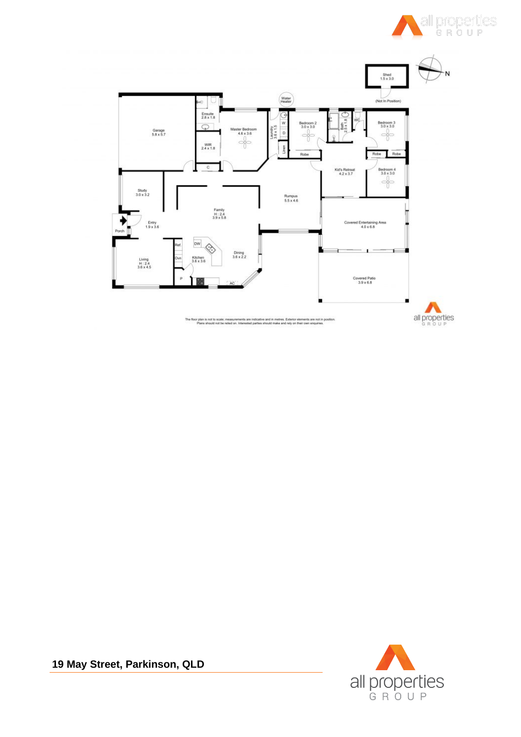Shed
1.5 x 3.0

(Not In Position)

N

Water Heater

Garage
5.8 x 5.7

Ensuite
2.8 x 1.8

WIR
2.4 x 1.8

Master Bedroom
4.6 x 3.6

Laundry
3.6 x 1.5

W

D

Linen

Bedroom 2
3.0 x 3.0

Robe

Bath
2.5 x 1.8

WC

Bedroom 3
3.0 x 3.0

Robe

Robe

C

Kid's Retreat
4.2 x 3.7

Bedroom 4
3.0 x 3.0

Study
3.0 x 3.2

Family
H : 2.4
3.9 x 5.8

Rumpus
5.5 x 4.6

Entry
1.9 x 3.6

Porch

Covered Entertaining Area
4.0 x 6.8

Ref.

DW

Dining
3.6 x 2.2

Living
H : 2.4
3.6 x 4.5

Ovn

Kitchen
3.6 x 3.6

P

AC

Covered Patio
3.9 x 6.8

The floor plan is not to scale; measurements are indicative and in metres. Exterior elements are not in position.
Plans should not be relied on. Interested parties should make and rely on their own enquiries.

**19 May Street, Parkinson, QLD**